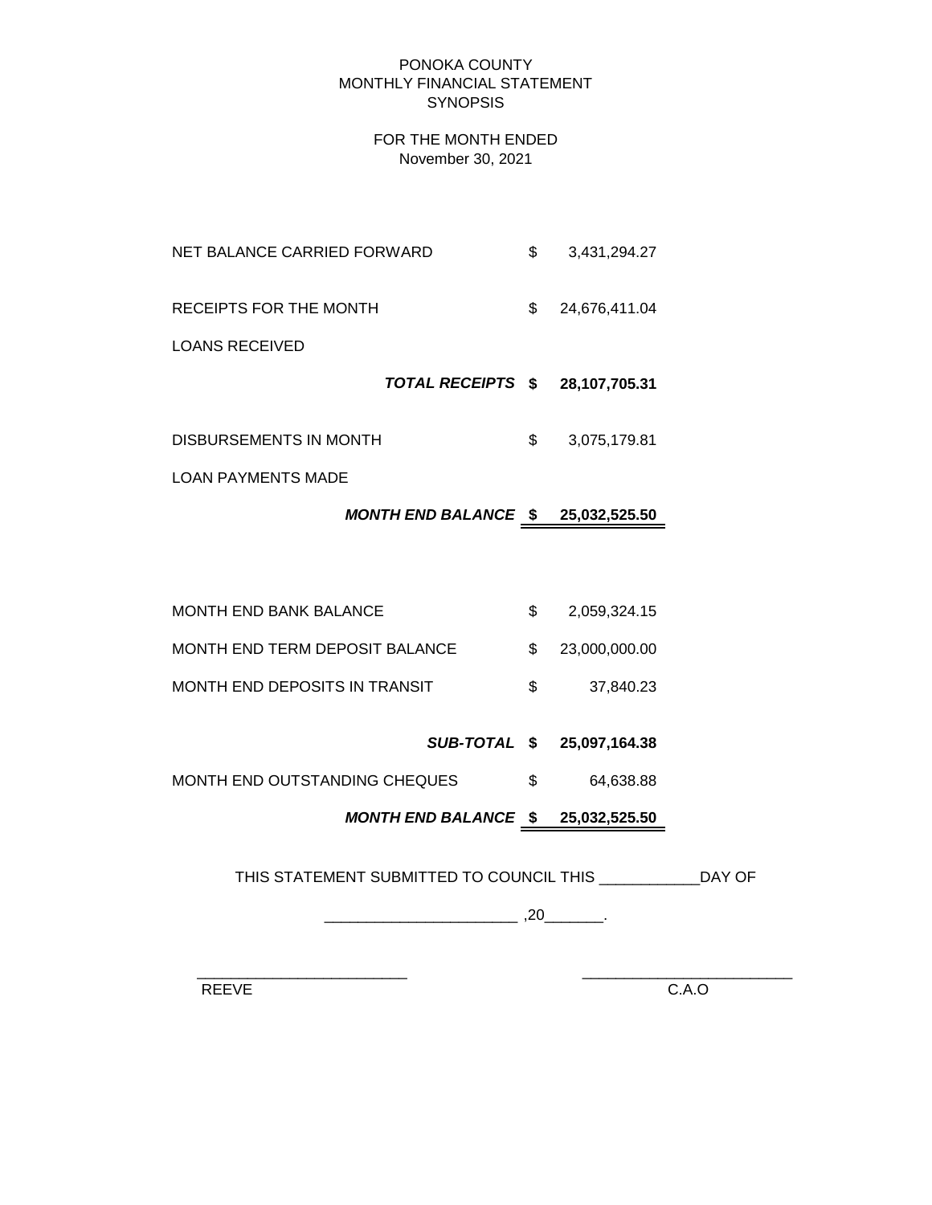# PONOKA COUNTY
## MONTHLY FINANCIAL STATEMENT
## SYNOPSIS

FOR THE MONTH ENDED
November 30, 2021

| | | |
|---|---|---|
| NET BALANCE CARRIED FORWARD | $ | 3,431,294.27 |
| RECEIPTS FOR THE MONTH | $ | 24,676,411.04 |
| LOANS RECEIVED | | |
| ***TOTAL RECEIPTS*** | **$** | **28,107,705.31** |
| DISBURSEMENTS IN MONTH | $ | 3,075,179.81 |
| LOAN PAYMENTS MADE | | |
| ***MONTH END BALANCE*** | **$** | **25,032,525.50** |

| | | |
|---|---|---|
| MONTH END BANK BALANCE | $ | 2,059,324.15 |
| MONTH END TERM DEPOSIT BALANCE | $ | 23,000,000.00 |
| MONTH END DEPOSITS IN TRANSIT | $ | 37,840.23 |
| ***SUB-TOTAL*** | **$** | **25,097,164.38** |
| MONTH END OUTSTANDING CHEQUES | $ | 64,638.88 |
| ***MONTH END BALANCE*** | **$** | **25,032,525.50** |

THIS STATEMENT SUBMITTED TO COUNCIL THIS ____________DAY OF

_______________________ ,20_______.

_________________________ REEVE

_________________________ C.A.O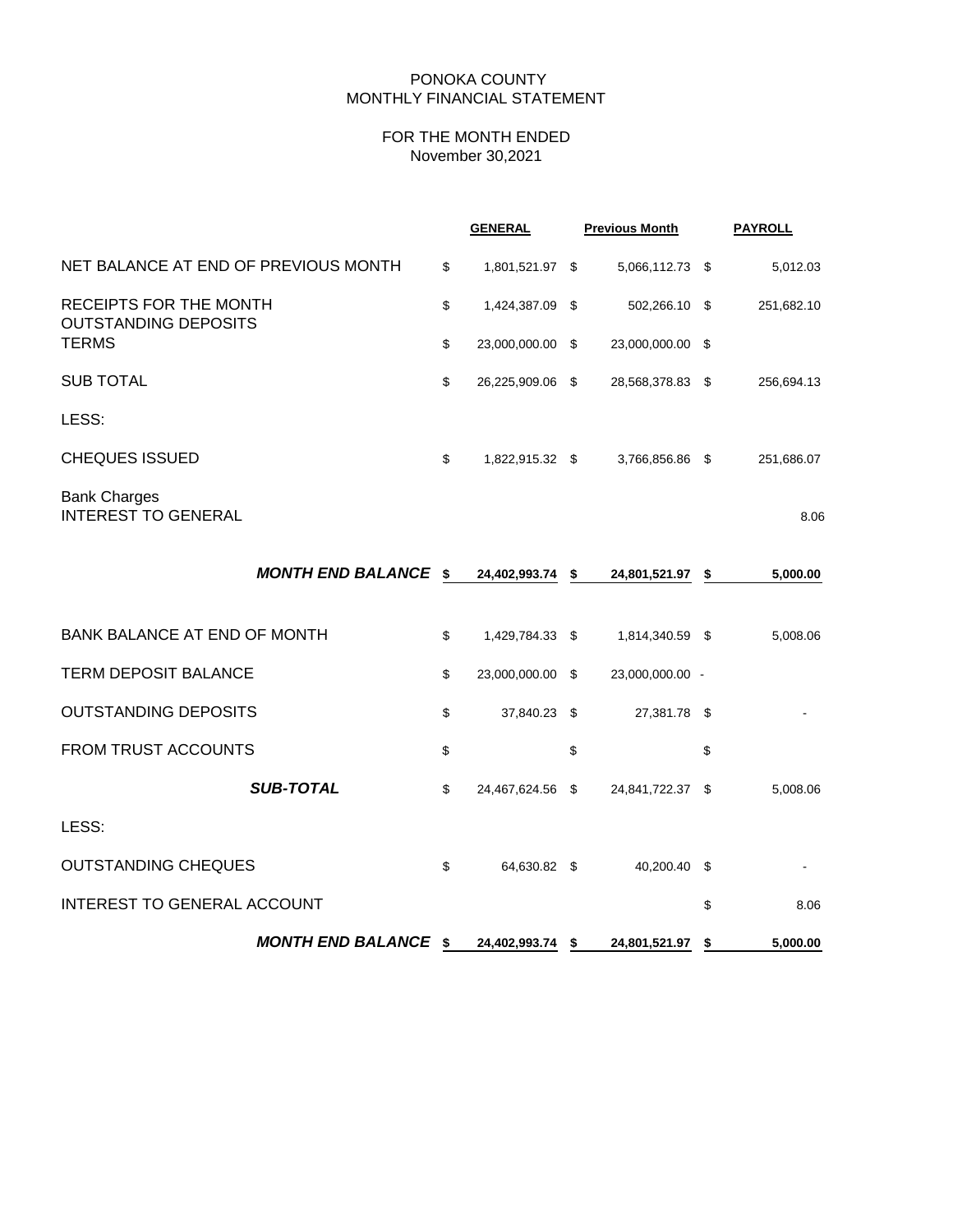# PONOKA COUNTY
## MONTHLY FINANCIAL STATEMENT

FOR THE MONTH ENDED
November 30,2021

| | | GENERAL | | Previous Month | | PAYROLL |
|---|---|---|---|---|---|---|
| NET BALANCE AT END OF PREVIOUS MONTH | $ | 1,801,521.97 | $ | 5,066,112.73 | $ | 5,012.03 |
| RECEIPTS FOR THE MONTH | $ | 1,424,387.09 | $ | 502,266.10 | $ | 251,682.10 |
| OUTSTANDING DEPOSITS TERMS | $ | 23,000,000.00 | $ | 23,000,000.00 | $ | |
| SUB TOTAL | $ | 26,225,909.06 | $ | 28,568,378.83 | $ | 256,694.13 |
| LESS: | | | | | | |
| CHEQUES ISSUED | $ | 1,822,915.32 | $ | 3,766,856.86 | $ | 251,686.07 |
| Bank Charges | | | | | | |
| INTEREST TO GENERAL | | | | | | 8.06 |
| ***MONTH END BALANCE*** | **$** | **24,402,993.74** | **$** | **24,801,521.97** | **$** | **5,000.00** |
| BANK BALANCE AT END OF MONTH | $ | 1,429,784.33 | $ | 1,814,340.59 | $ | 5,008.06 |
| TERM DEPOSIT BALANCE | $ | 23,000,000.00 | $ | 23,000,000.00 | - | |
| OUTSTANDING DEPOSITS | $ | 37,840.23 | $ | 27,381.78 | $ | - |
| FROM TRUST ACCOUNTS | $ | | $ | | $ | |
| ***SUB-TOTAL*** | $ | 24,467,624.56 | $ | 24,841,722.37 | $ | 5,008.06 |
| LESS: | | | | | | |
| OUTSTANDING CHEQUES | $ | 64,630.82 | $ | 40,200.40 | $ | - |
| INTEREST TO GENERAL ACCOUNT | | | | | $ | 8.06 |
| ***MONTH END BALANCE*** | **$** | **24,402,993.74** | **$** | **24,801,521.97** | **$** | **5,000.00** |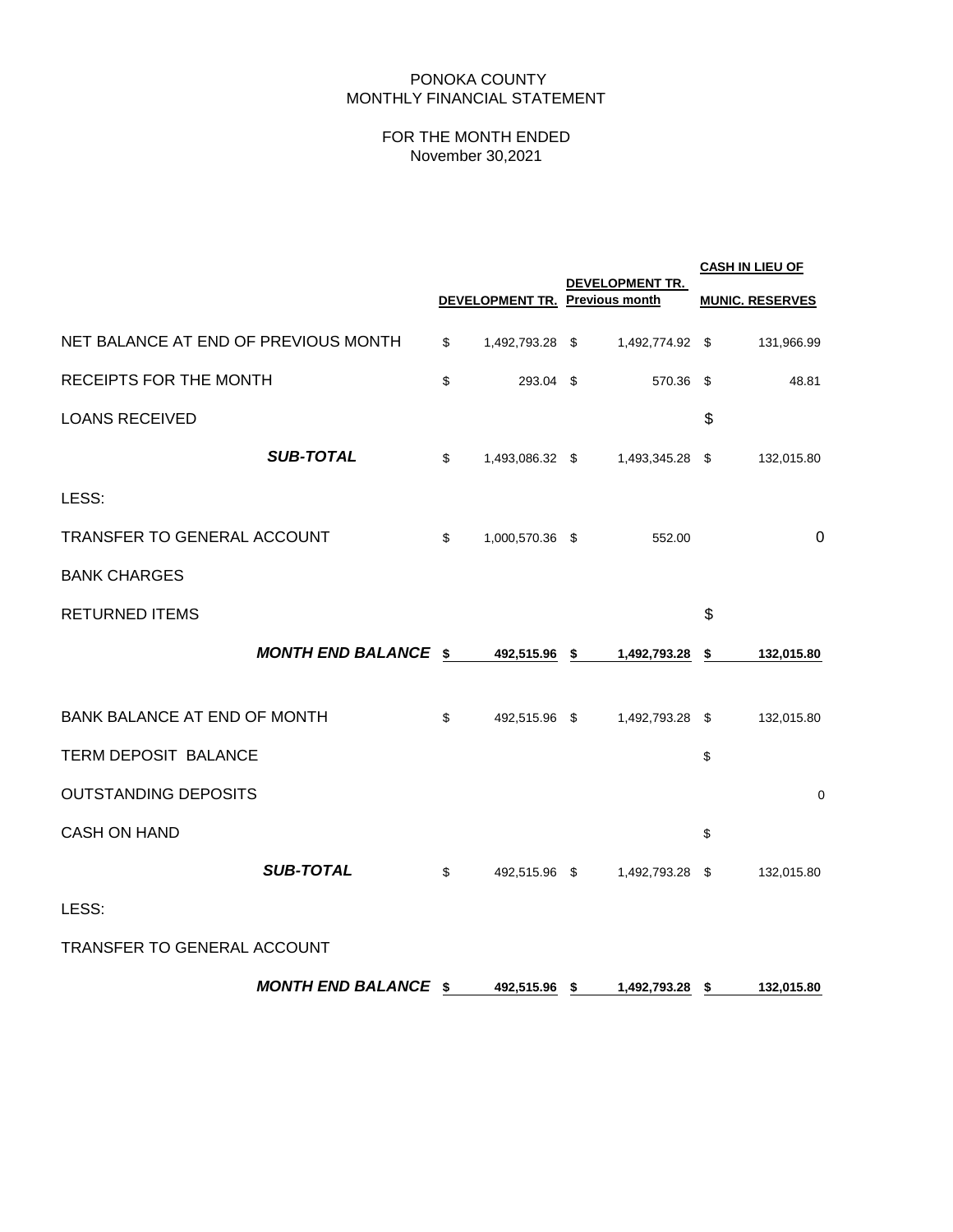PONOKA COUNTY
MONTHLY FINANCIAL STATEMENT

FOR THE MONTH ENDED
November 30,2021

| | DEVELOPMENT TR. | DEVELOPMENT TR. Previous month | CASH IN LIEU OF MUNIC. RESERVES |
|---|---|---|---|
| NET BALANCE AT END OF PREVIOUS MONTH | $ 1,492,793.28 | $ 1,492,774.92 | $ 131,966.99 |
| RECEIPTS FOR THE MONTH | $ 293.04 | $ 570.36 | $ 48.81 |
| LOANS RECEIVED | | | $ |
| ***SUB-TOTAL*** | $ 1,493,086.32 | $ 1,493,345.28 | $ 132,015.80 |
| LESS: | | | |
| TRANSFER TO GENERAL ACCOUNT | $ 1,000,570.36 | $ 552.00 | 0 |
| BANK CHARGES | | | |
| RETURNED ITEMS | | | $ |
| ***MONTH END BALANCE*** | **$ 492,515.96** | **$ 1,492,793.28** | **$ 132,015.80** |
| BANK BALANCE AT END OF MONTH | $ 492,515.96 | $ 1,492,793.28 | $ 132,015.80 |
| TERM DEPOSIT BALANCE | | | $ |
| OUTSTANDING DEPOSITS | | | 0 |
| CASH ON HAND | | | $ |
| ***SUB-TOTAL*** | $ 492,515.96 | $ 1,492,793.28 | $ 132,015.80 |
| LESS: | | | |
| TRANSFER TO GENERAL ACCOUNT | | | |
| ***MONTH END BALANCE*** | **$ 492,515.96** | **$ 1,492,793.28** | **$ 132,015.80** |